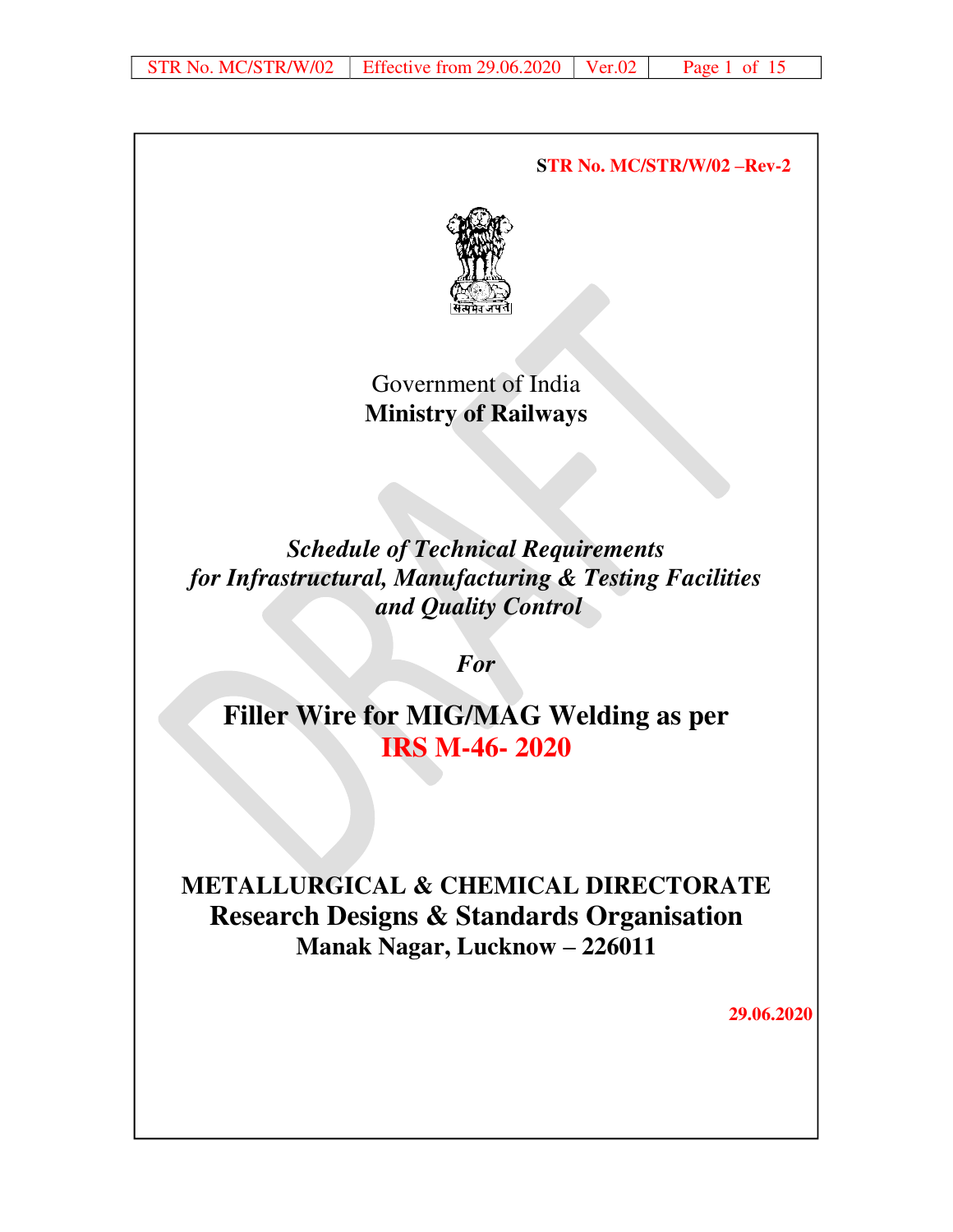**STR No. MC/STR/W/02 –Rev-2**

Government of India

**Ministry of Railways**

***Schedule of Technical Requirements for Infrastructural, Manufacturing & Testing Facilities and Quality Control***

***For***

# Filler Wire for MIG/MAG Welding as per IRS M-46- 2020

**METALLURGICAL & CHEMICAL DIRECTORATE**

**Research Designs & Standards Organisation**

**Manak Nagar, Lucknow – 226011**

**29.06.2020**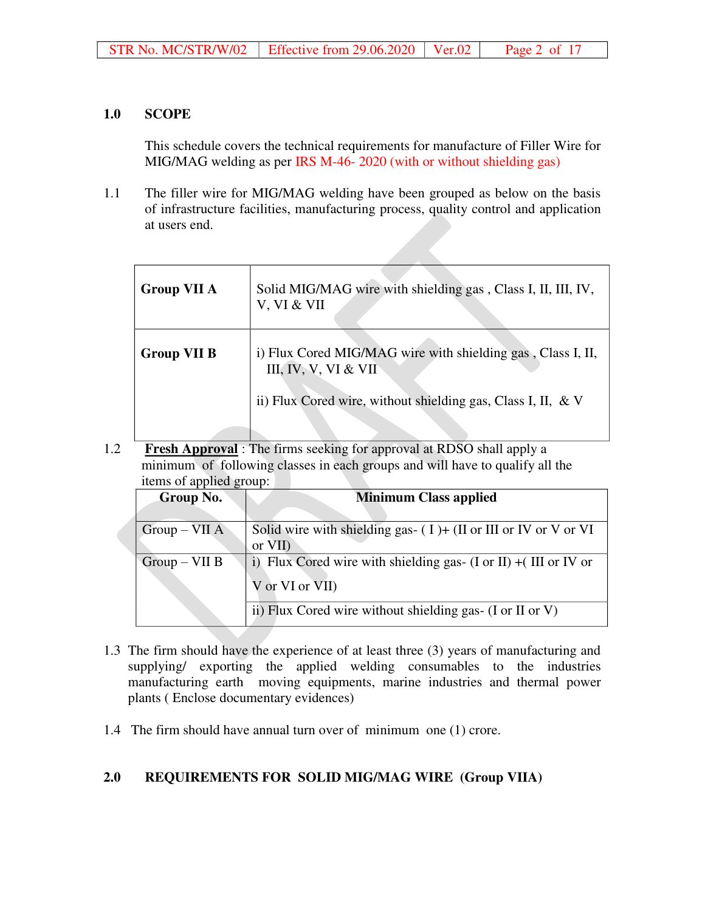## 1.0 SCOPE

This schedule covers the technical requirements for manufacture of Filler Wire for MIG/MAG welding as per IRS M-46- 2020 (with or without shielding gas)

1.1 The filler wire for MIG/MAG welding have been grouped as below on the basis of infrastructure facilities, manufacturing process, quality control and application at users end.

| | |
|---|---|
| **Group VII A** | Solid MIG/MAG wire with shielding gas , Class I, II, III, IV, V, VI & VII |
| **Group VII B** | i) Flux Cored MIG/MAG wire with shielding gas , Class I, II, III, IV, V, VI & VII<br><br>ii) Flux Cored wire, without shielding gas, Class I, II, & V |

1.2 **Fresh Approval** : The firms seeking for approval at RDSO shall apply a minimum of following classes in each groups and will have to qualify all the items of applied group:

| Group No. | Minimum Class applied |
|---|---|
| Group – VII A | Solid wire with shielding gas- ( I )+ (II or III or IV or V or VI or VII) |
| Group – VII B | i) Flux Cored wire with shielding gas- (I or II) +( III or IV or V or VI or VII) |
| | ii) Flux Cored wire without shielding gas- (I or II or V) |

1.3 The firm should have the experience of at least three (3) years of manufacturing and supplying/ exporting the applied welding consumables to the industries manufacturing earth moving equipments, marine industries and thermal power plants ( Enclose documentary evidences)

1.4 The firm should have annual turn over of minimum one (1) crore.

## 2.0 REQUIREMENTS FOR SOLID MIG/MAG WIRE (Group VIIA)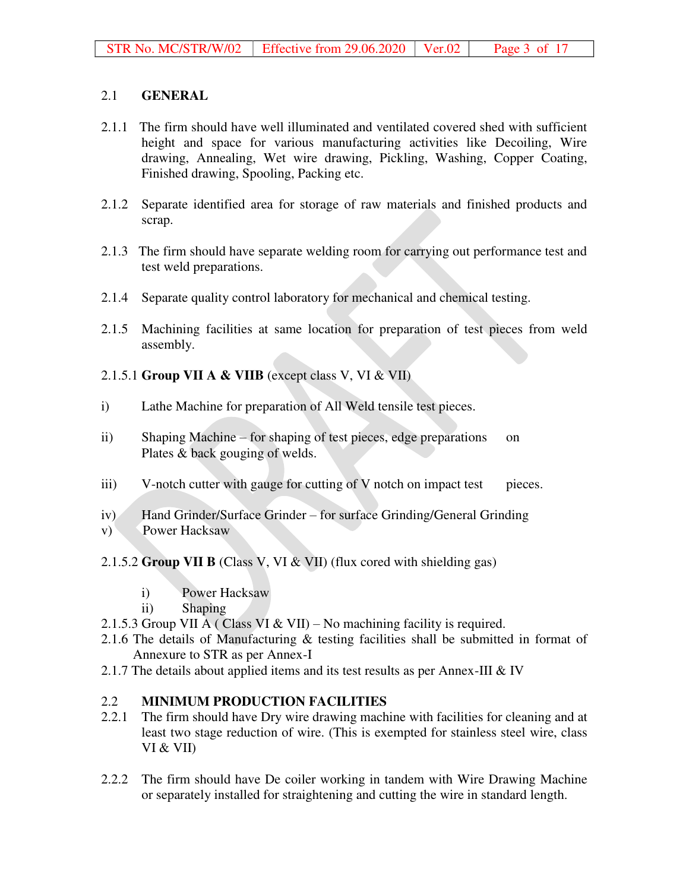## 2.1 GENERAL

2.1.1 The firm should have well illuminated and ventilated covered shed with sufficient height and space for various manufacturing activities like Decoiling, Wire drawing, Annealing, Wet wire drawing, Pickling, Washing, Copper Coating, Finished drawing, Spooling, Packing etc.

2.1.2 Separate identified area for storage of raw materials and finished products and scrap.

2.1.3 The firm should have separate welding room for carrying out performance test and test weld preparations.

2.1.4 Separate quality control laboratory for mechanical and chemical testing.

2.1.5 Machining facilities at same location for preparation of test pieces from weld assembly.

2.1.5.1 **Group VII A & VIIB** (except class V, VI & VII)

i) Lathe Machine for preparation of All Weld tensile test pieces.

ii) Shaping Machine – for shaping of test pieces, edge preparations on Plates & back gouging of welds.

iii) V-notch cutter with gauge for cutting of V notch on impact test pieces.

iv) Hand Grinder/Surface Grinder – for surface Grinding/General Grinding

v) Power Hacksaw

2.1.5.2 **Group VII B** (Class V, VI & VII) (flux cored with shielding gas)

i) Power Hacksaw

ii) Shaping

2.1.5.3 Group VII A ( Class VI & VII) – No machining facility is required.

2.1.6 The details of Manufacturing & testing facilities shall be submitted in format of Annexure to STR as per Annex-I

2.1.7 The details about applied items and its test results as per Annex-III & IV

## 2.2 MINIMUM PRODUCTION FACILITIES

2.2.1 The firm should have Dry wire drawing machine with facilities for cleaning and at least two stage reduction of wire. (This is exempted for stainless steel wire, class VI & VII)

2.2.2 The firm should have De coiler working in tandem with Wire Drawing Machine or separately installed for straightening and cutting the wire in standard length.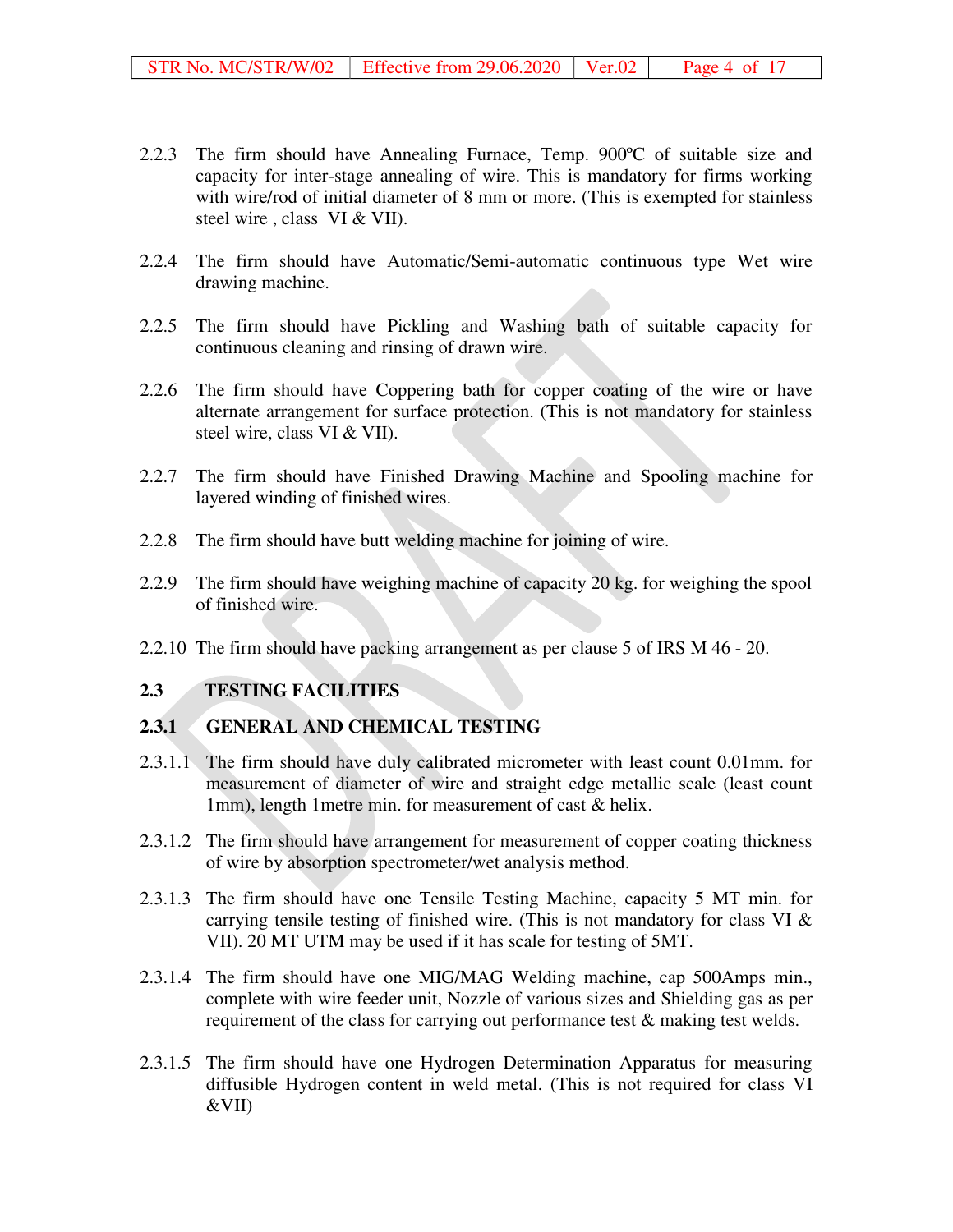2.2.3 The firm should have Annealing Furnace, Temp. 900ºC of suitable size and capacity for inter-stage annealing of wire. This is mandatory for firms working with wire/rod of initial diameter of 8 mm or more. (This is exempted for stainless steel wire , class VI & VII).

2.2.4 The firm should have Automatic/Semi-automatic continuous type Wet wire drawing machine.

2.2.5 The firm should have Pickling and Washing bath of suitable capacity for continuous cleaning and rinsing of drawn wire.

2.2.6 The firm should have Coppering bath for copper coating of the wire or have alternate arrangement for surface protection. (This is not mandatory for stainless steel wire, class VI & VII).

2.2.7 The firm should have Finished Drawing Machine and Spooling machine for layered winding of finished wires.

2.2.8 The firm should have butt welding machine for joining of wire.

2.2.9 The firm should have weighing machine of capacity 20 kg. for weighing the spool of finished wire.

2.2.10 The firm should have packing arrangement as per clause 5 of IRS M 46 - 20.

## 2.3 TESTING FACILITIES

### 2.3.1 GENERAL AND CHEMICAL TESTING

2.3.1.1 The firm should have duly calibrated micrometer with least count 0.01mm. for measurement of diameter of wire and straight edge metallic scale (least count 1mm), length 1metre min. for measurement of cast & helix.

2.3.1.2 The firm should have arrangement for measurement of copper coating thickness of wire by absorption spectrometer/wet analysis method.

2.3.1.3 The firm should have one Tensile Testing Machine, capacity 5 MT min. for carrying tensile testing of finished wire. (This is not mandatory for class VI & VII). 20 MT UTM may be used if it has scale for testing of 5MT.

2.3.1.4 The firm should have one MIG/MAG Welding machine, cap 500Amps min., complete with wire feeder unit, Nozzle of various sizes and Shielding gas as per requirement of the class for carrying out performance test & making test welds.

2.3.1.5 The firm should have one Hydrogen Determination Apparatus for measuring diffusible Hydrogen content in weld metal. (This is not required for class VI &VII)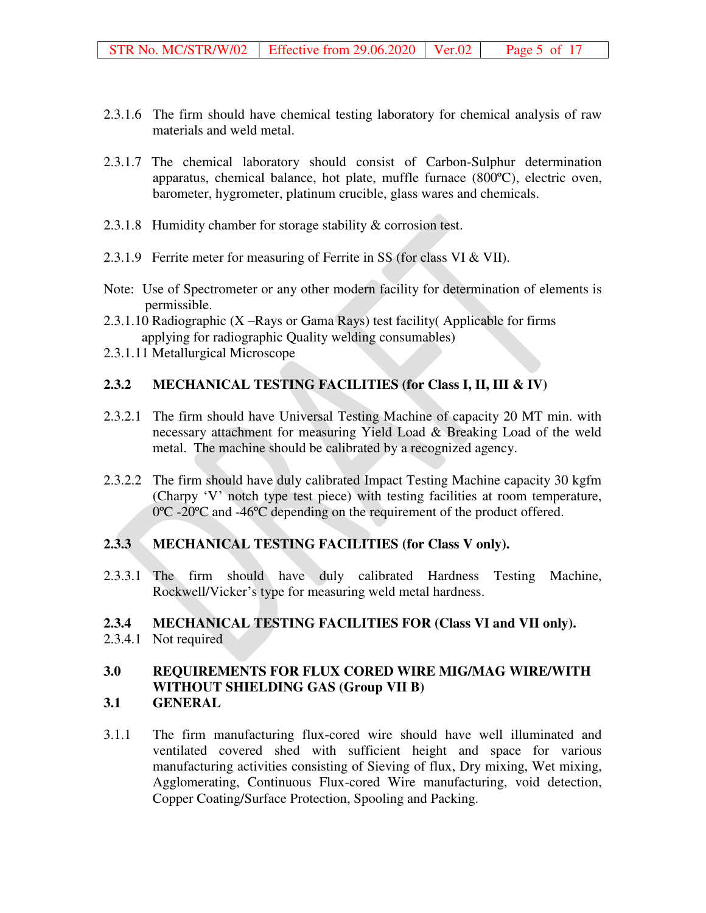2.3.1.6 The firm should have chemical testing laboratory for chemical analysis of raw materials and weld metal.

2.3.1.7 The chemical laboratory should consist of Carbon-Sulphur determination apparatus, chemical balance, hot plate, muffle furnace (800ºC), electric oven, barometer, hygrometer, platinum crucible, glass wares and chemicals.

2.3.1.8 Humidity chamber for storage stability & corrosion test.

2.3.1.9 Ferrite meter for measuring of Ferrite in SS (for class VI & VII).

Note: Use of Spectrometer or any other modern facility for determination of elements is permissible.

2.3.1.10 Radiographic (X –Rays or Gama Rays) test facility( Applicable for firms applying for radiographic Quality welding consumables)

2.3.1.11 Metallurgical Microscope

### 2.3.2 MECHANICAL TESTING FACILITIES (for Class I, II, III & IV)

2.3.2.1 The firm should have Universal Testing Machine of capacity 20 MT min. with necessary attachment for measuring Yield Load & Breaking Load of the weld metal. The machine should be calibrated by a recognized agency.

2.3.2.2 The firm should have duly calibrated Impact Testing Machine capacity 30 kgfm (Charpy 'V' notch type test piece) with testing facilities at room temperature, 0ºC -20ºC and -46ºC depending on the requirement of the product offered.

### 2.3.3 MECHANICAL TESTING FACILITIES (for Class V only).

2.3.3.1 The firm should have duly calibrated Hardness Testing Machine, Rockwell/Vicker's type for measuring weld metal hardness.

### 2.3.4 MECHANICAL TESTING FACILITIES FOR (Class VI and VII only).

2.3.4.1 Not required

## 3.0 REQUIREMENTS FOR FLUX CORED WIRE MIG/MAG WIRE/WITH WITHOUT SHIELDING GAS (Group VII B)

### 3.1 GENERAL

3.1.1 The firm manufacturing flux-cored wire should have well illuminated and ventilated covered shed with sufficient height and space for various manufacturing activities consisting of Sieving of flux, Dry mixing, Wet mixing, Agglomerating, Continuous Flux-cored Wire manufacturing, void detection, Copper Coating/Surface Protection, Spooling and Packing.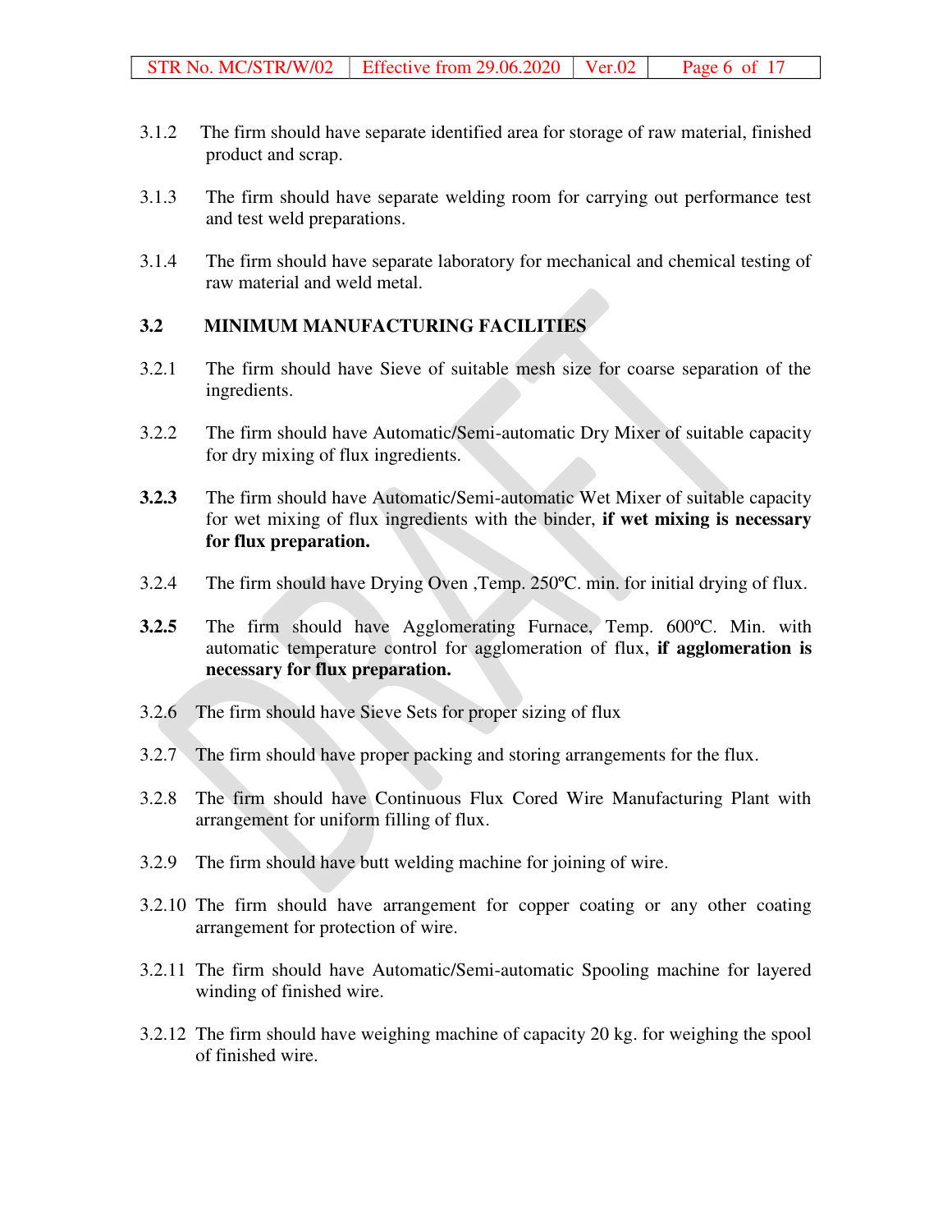3.1.2 The firm should have separate identified area for storage of raw material, finished product and scrap.

3.1.3 The firm should have separate welding room for carrying out performance test and test weld preparations.

3.1.4 The firm should have separate laboratory for mechanical and chemical testing of raw material and weld metal.

### 3.2 MINIMUM MANUFACTURING FACILITIES

3.2.1 The firm should have Sieve of suitable mesh size for coarse separation of the ingredients.

3.2.2 The firm should have Automatic/Semi-automatic Dry Mixer of suitable capacity for dry mixing of flux ingredients.

**3.2.3** The firm should have Automatic/Semi-automatic Wet Mixer of suitable capacity for wet mixing of flux ingredients with the binder, **if wet mixing is necessary for flux preparation.**

3.2.4 The firm should have Drying Oven ,Temp. 250ºC. min. for initial drying of flux.

**3.2.5** The firm should have Agglomerating Furnace, Temp. 600ºC. Min. with automatic temperature control for agglomeration of flux, **if agglomeration is necessary for flux preparation.**

3.2.6 The firm should have Sieve Sets for proper sizing of flux

3.2.7 The firm should have proper packing and storing arrangements for the flux.

3.2.8 The firm should have Continuous Flux Cored Wire Manufacturing Plant with arrangement for uniform filling of flux.

3.2.9 The firm should have butt welding machine for joining of wire.

3.2.10 The firm should have arrangement for copper coating or any other coating arrangement for protection of wire.

3.2.11 The firm should have Automatic/Semi-automatic Spooling machine for layered winding of finished wire.

3.2.12 The firm should have weighing machine of capacity 20 kg. for weighing the spool of finished wire.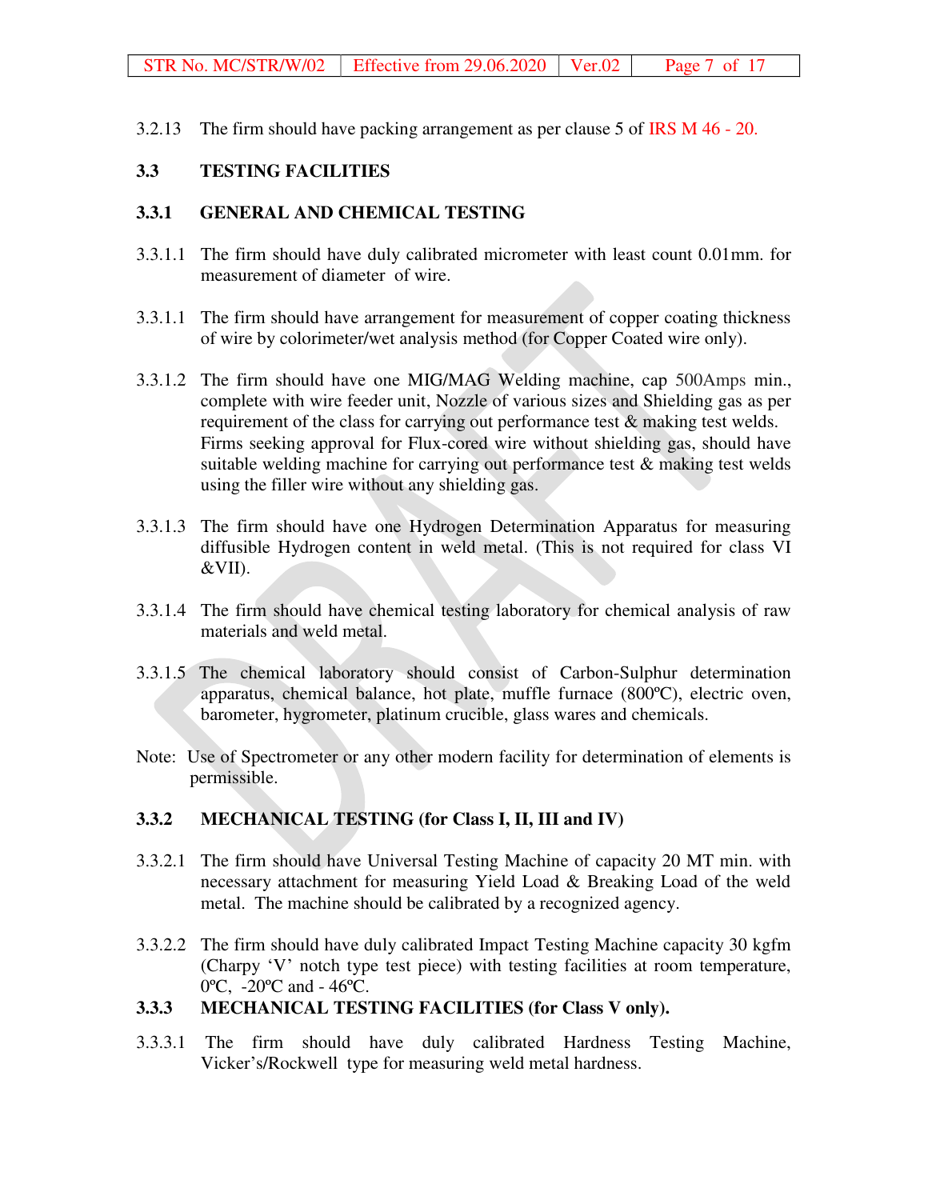3.2.13 The firm should have packing arrangement as per clause 5 of IRS M 46 - 20.

### 3.3 TESTING FACILITIES

### 3.3.1 GENERAL AND CHEMICAL TESTING

3.3.1.1 The firm should have duly calibrated micrometer with least count 0.01mm. for measurement of diameter of wire.

3.3.1.1 The firm should have arrangement for measurement of copper coating thickness of wire by colorimeter/wet analysis method (for Copper Coated wire only).

3.3.1.2 The firm should have one MIG/MAG Welding machine, cap 500Amps min., complete with wire feeder unit, Nozzle of various sizes and Shielding gas as per requirement of the class for carrying out performance test & making test welds. Firms seeking approval for Flux-cored wire without shielding gas, should have suitable welding machine for carrying out performance test & making test welds using the filler wire without any shielding gas.

3.3.1.3 The firm should have one Hydrogen Determination Apparatus for measuring diffusible Hydrogen content in weld metal. (This is not required for class VI &VII).

3.3.1.4 The firm should have chemical testing laboratory for chemical analysis of raw materials and weld metal.

3.3.1.5 The chemical laboratory should consist of Carbon-Sulphur determination apparatus, chemical balance, hot plate, muffle furnace (800ºC), electric oven, barometer, hygrometer, platinum crucible, glass wares and chemicals.

Note: Use of Spectrometer or any other modern facility for determination of elements is permissible.

### 3.3.2 MECHANICAL TESTING (for Class I, II, III and IV)

3.3.2.1 The firm should have Universal Testing Machine of capacity 20 MT min. with necessary attachment for measuring Yield Load & Breaking Load of the weld metal. The machine should be calibrated by a recognized agency.

3.3.2.2 The firm should have duly calibrated Impact Testing Machine capacity 30 kgfm (Charpy 'V' notch type test piece) with testing facilities at room temperature, 0ºC, -20ºC and - 46ºC.

### 3.3.3 MECHANICAL TESTING FACILITIES (for Class V only).

3.3.3.1 The firm should have duly calibrated Hardness Testing Machine, Vicker's/Rockwell type for measuring weld metal hardness.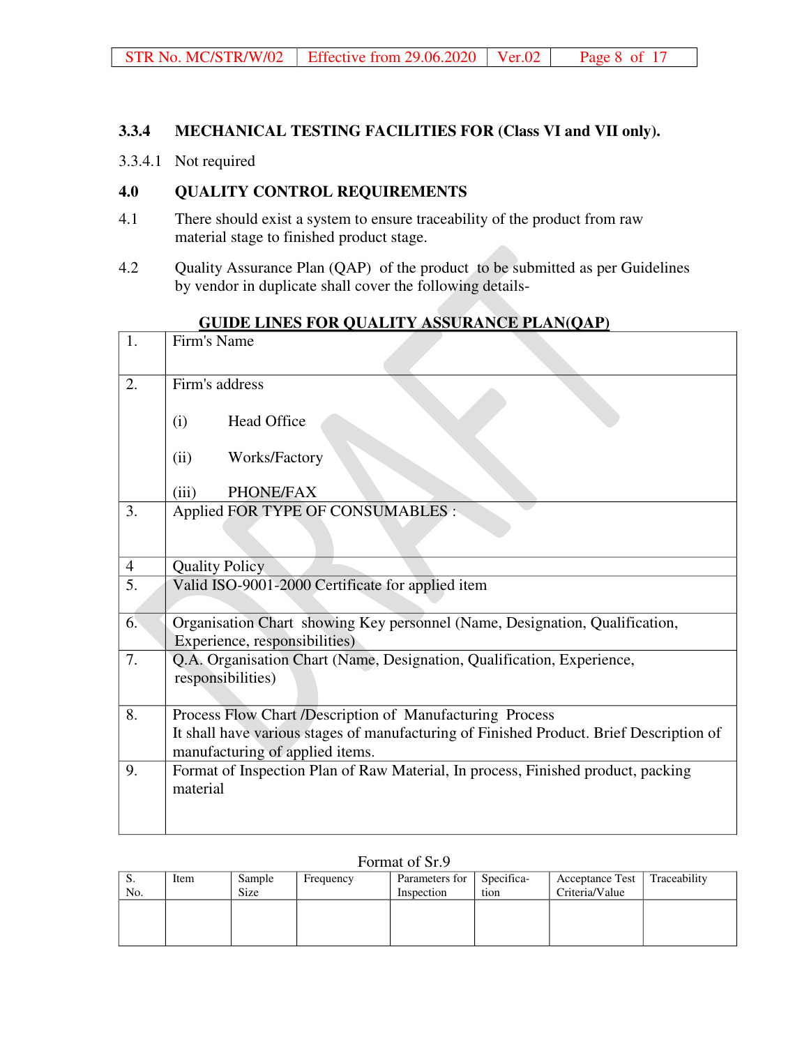### 3.3.4 MECHANICAL TESTING FACILITIES FOR (Class VI and VII only).

3.3.4.1 Not required

### 4.0 QUALITY CONTROL REQUIREMENTS

4.1 There should exist a system to ensure traceability of the product from raw material stage to finished product stage.

4.2 Quality Assurance Plan (QAP) of the product to be submitted as per Guidelines by vendor in duplicate shall cover the following details-

**GUIDE LINES FOR QUALITY ASSURANCE PLAN(QAP)**

| | |
|---|---|
| 1. | Firm's Name |
| 2. | Firm's address<br><br>(i) Head Office<br><br>(ii) Works/Factory<br><br>(iii) PHONE/FAX |
| 3. | Applied FOR TYPE OF CONSUMABLES : |
| 4 | Quality Policy |
| 5. | Valid ISO-9001-2000 Certificate for applied item |
| 6. | Organisation Chart showing Key personnel (Name, Designation, Qualification, Experience, responsibilities) |
| 7. | Q.A. Organisation Chart (Name, Designation, Qualification, Experience, responsibilities) |
| 8. | Process Flow Chart /Description of Manufacturing Process<br>It shall have various stages of manufacturing of Finished Product. Brief Description of manufacturing of applied items. |
| 9. | Format of Inspection Plan of Raw Material, In process, Finished product, packing material |

Format of Sr.9

| S. No. | Item | Sample Size | Frequency | Parameters for Inspection | Specifica-tion | Acceptance Test Criteria/Value | Traceability |
|---|---|---|---|---|---|---|---|
| | | | | | | | |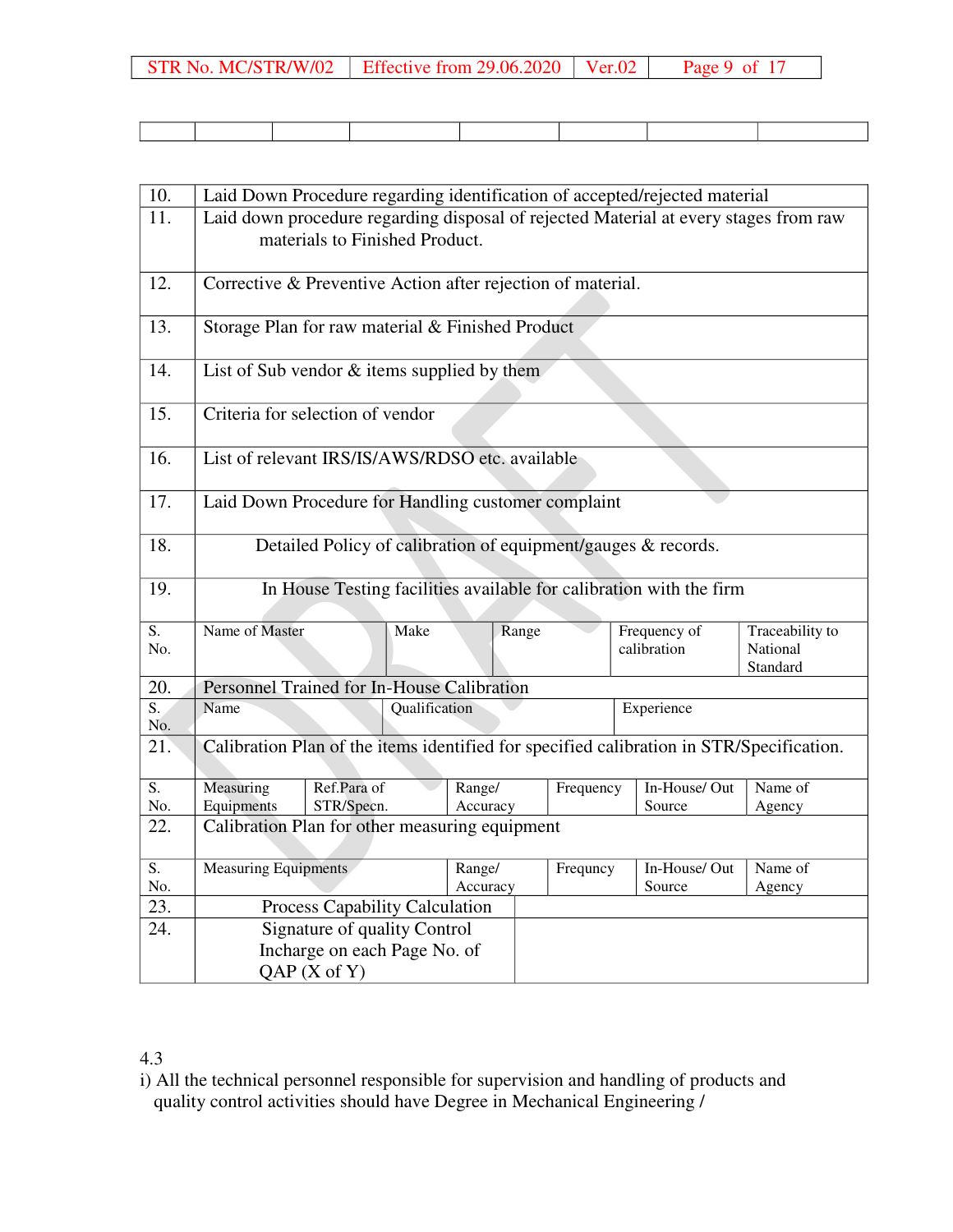| | | | | | | | | |
|---|---|---|---|---|---|---|---|---|
| | | | | | | | | |

| | | | | | | |
|---|---|---|---|---|---|---|
| 10. | Laid Down Procedure regarding identification of accepted/rejected material | | | | | |
| 11. | Laid down procedure regarding disposal of rejected Material at every stages from raw materials to Finished Product. | | | | | |
| 12. | Corrective & Preventive Action after rejection of material. | | | | | |
| 13. | Storage Plan for raw material & Finished Product | | | | | |
| 14. | List of Sub vendor & items supplied by them | | | | | |
| 15. | Criteria for selection of vendor | | | | | |
| 16. | List of relevant IRS/IS/AWS/RDSO etc. available | | | | | |
| 17. | Laid Down Procedure for Handling customer complaint | | | | | |
| 18. | Detailed Policy of calibration of equipment/gauges & records. | | | | | |
| 19. | In House Testing facilities available for calibration with the firm | | | | | |
| S. No. | Name of Master | Make | Range | Frequency of calibration | Traceability to National Standard | |
| 20. | Personnel Trained for In-House Calibration | | | | | |
| S. No. | Name | Qualification | | Experience | | |
| 21. | Calibration Plan of the items identified for specified calibration in STR/Specification. | | | | | |
| S. No. | Measuring Equipments | Ref.Para of STR/Specn. | Range/ Accuracy | Frequency | In-House/ Out Source | Name of Agency |
| 22. | Calibration Plan for other measuring equipment | | | | | |
| S. No. | Measuring Equipments | | Range/ Accuracy | Frequncy | In-House/ Out Source | Name of Agency |
| 23. | Process Capability Calculation | | | | | |
| 24. | Signature of quality Control Incharge on each Page No. of QAP (X of Y) | | | | | |

4.3

i) All the technical personnel responsible for supervision and handling of products and quality control activities should have Degree in Mechanical Engineering /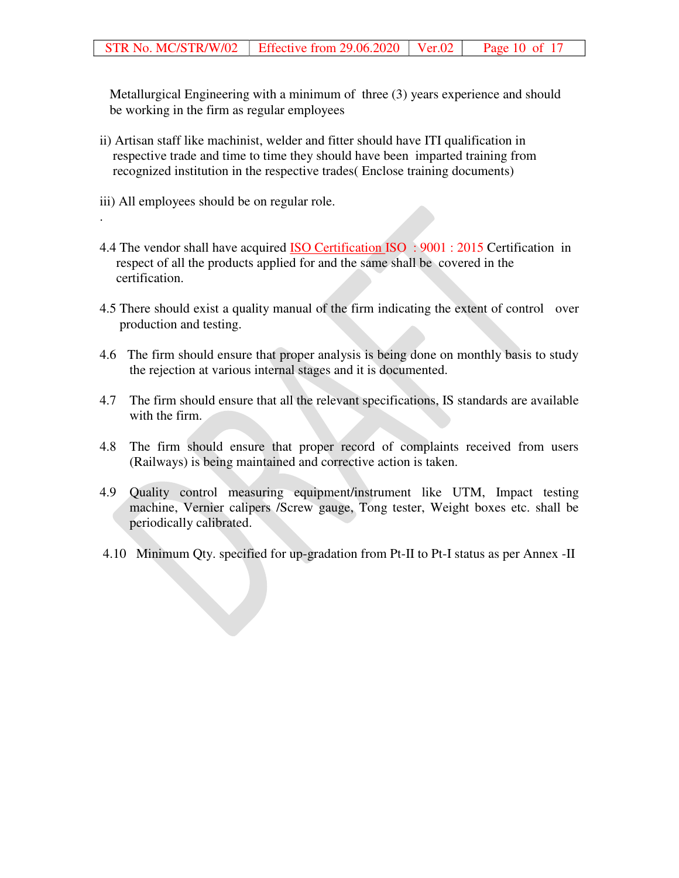Metallurgical Engineering with a minimum of three (3) years experience and should be working in the firm as regular employees

ii) Artisan staff like machinist, welder and fitter should have ITI qualification in respective trade and time to time they should have been imparted training from recognized institution in the respective trades( Enclose training documents)

iii) All employees should be on regular role.

.

4.4 The vendor shall have acquired ISO Certification ISO : 9001 : 2015 Certification in respect of all the products applied for and the same shall be covered in the certification.

4.5 There should exist a quality manual of the firm indicating the extent of control over production and testing.

4.6 The firm should ensure that proper analysis is being done on monthly basis to study the rejection at various internal stages and it is documented.

4.7 The firm should ensure that all the relevant specifications, IS standards are available with the firm.

4.8 The firm should ensure that proper record of complaints received from users (Railways) is being maintained and corrective action is taken.

4.9 Quality control measuring equipment/instrument like UTM, Impact testing machine, Vernier calipers /Screw gauge, Tong tester, Weight boxes etc. shall be periodically calibrated.

4.10 Minimum Qty. specified for up-gradation from Pt-II to Pt-I status as per Annex -II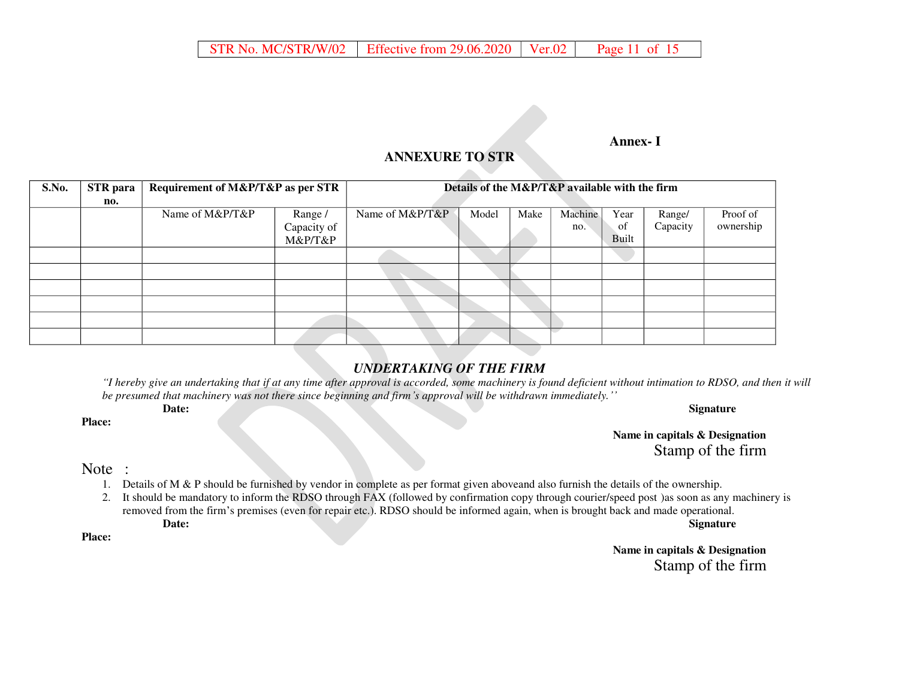**Annex- I**

## ANNEXURE TO STR

| S.No. | STR para no. | Requirement of M&P/T&P as per STR | | Details of the M&P/T&P available with the firm | | | | | | |
|---|---|---|---|---|---|---|---|---|---|---|
| | | Name of M&P/T&P | Range / Capacity of M&P/T&P | Name of M&P/T&P | Model | Make | Machine no. | Year of Built | Range/ Capacity | Proof of ownership |
| | | | | | | | | | | |
| | | | | | | | | | | |
| | | | | | | | | | | |
| | | | | | | | | | | |
| | | | | | | | | | | |
| | | | | | | | | | | |

### *UNDERTAKING OF THE FIRM*

*"I hereby give an undertaking that if at any time after approval is accorded, some machinery is found deficient without intimation to RDSO, and then it will be presumed that machinery was not there since beginning and firm's approval will be withdrawn immediately.''*

**Date:** **Signature**

**Place:**

**Name in capitals & Designation**

Stamp of the firm

Note :

1. Details of M & P should be furnished by vendor in complete as per format given aboveand also furnish the details of the ownership.
2. It should be mandatory to inform the RDSO through FAX (followed by confirmation copy through courier/speed post )as soon as any machinery is removed from the firm's premises (even for repair etc.). RDSO should be informed again, when is brought back and made operational.

**Date:** **Signature**

**Place:**

**Name in capitals & Designation**

Stamp of the firm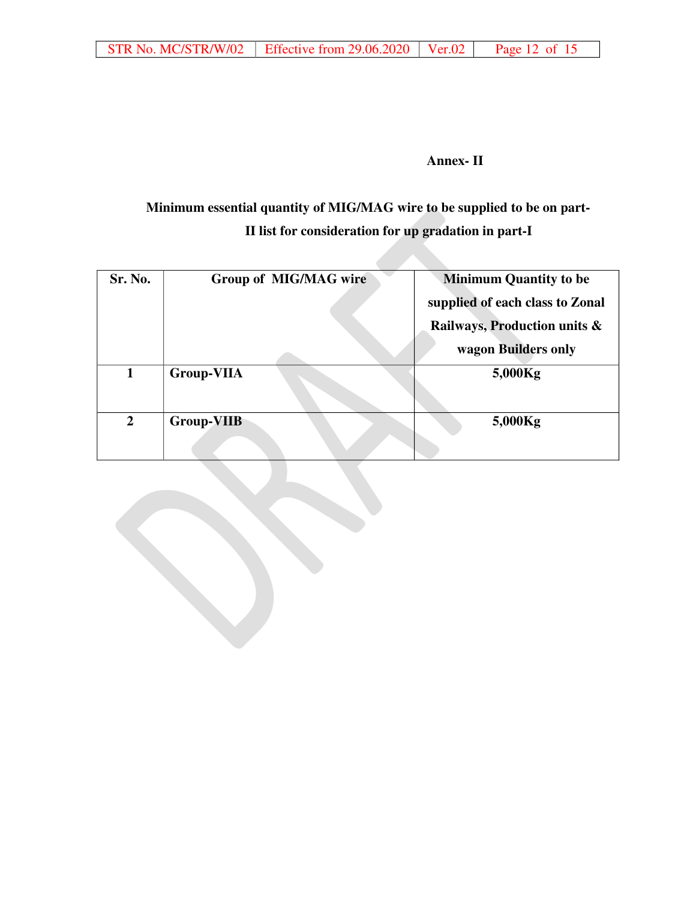**Annex- II**

**Minimum essential quantity of MIG/MAG wire to be supplied to be on part-II list for consideration for up gradation in part-I**

| Sr. No. | Group of MIG/MAG wire | Minimum Quantity to be supplied of each class to Zonal Railways, Production units & wagon Builders only |
|---|---|---|
| 1 | Group-VIIA | 5,000Kg |
| 2 | Group-VIIB | 5,000Kg |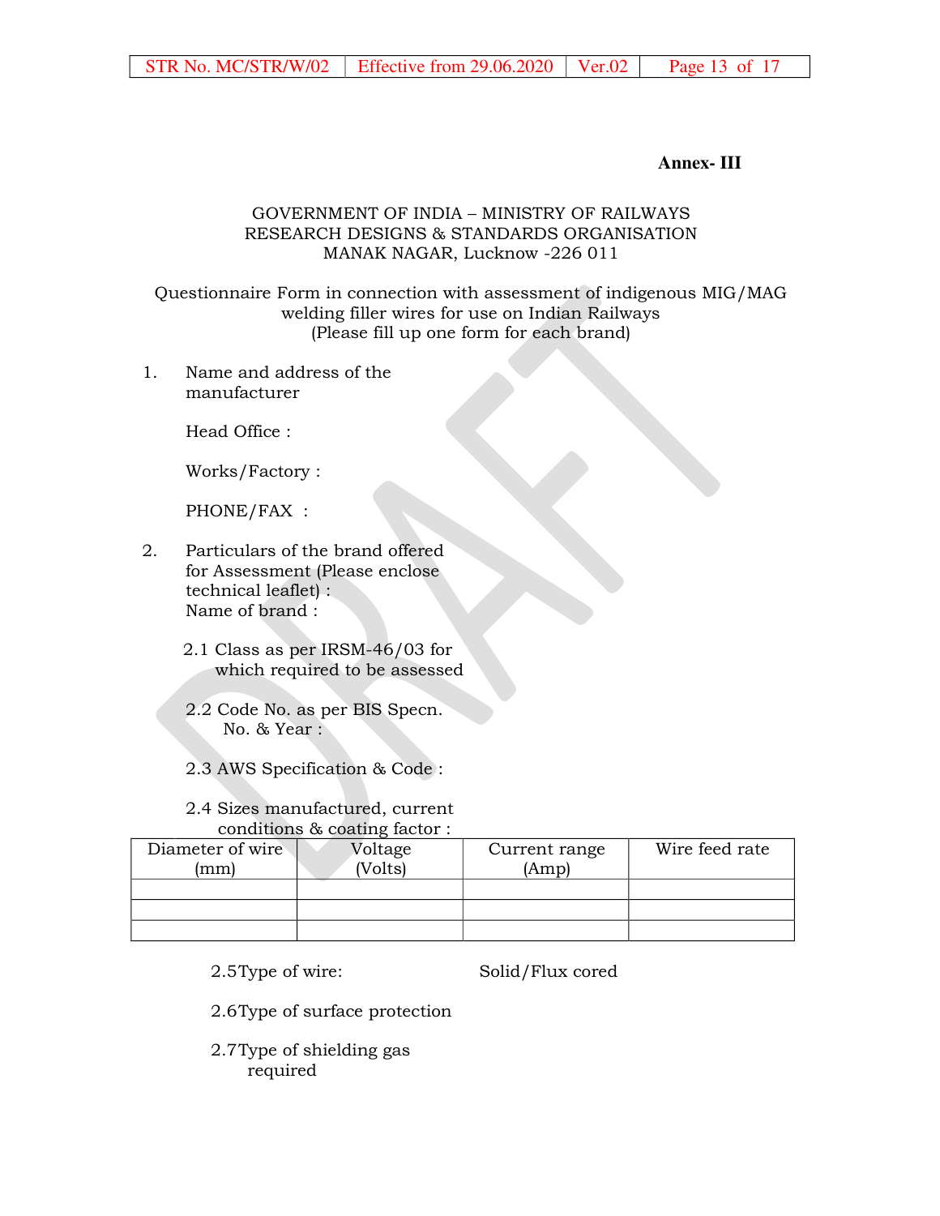**Annex- III**

GOVERNMENT OF INDIA – MINISTRY OF RAILWAYS
RESEARCH DESIGNS & STANDARDS ORGANISATION
MANAK NAGAR, Lucknow -226 011

Questionnaire Form in connection with assessment of indigenous MIG/MAG welding filler wires for use on Indian Railways
(Please fill up one form for each brand)

1. Name and address of the manufacturer

   Head Office :

   Works/Factory :

   PHONE/FAX :

2. Particulars of the brand offered for Assessment (Please enclose technical leaflet) :
   Name of brand :

   2.1 Class as per IRSM-46/03 for which required to be assessed

   2.2 Code No. as per BIS Specn. No. & Year :

   2.3 AWS Specification & Code :

   2.4 Sizes manufactured, current conditions & coating factor :

| Diameter of wire (mm) | Voltage (Volts) | Current range (Amp) | Wire feed rate |
|---|---|---|---|
| | | | |
| | | | |
| | | | |

   2.5 Type of wire: Solid/Flux cored

   2.6 Type of surface protection

   2.7 Type of shielding gas required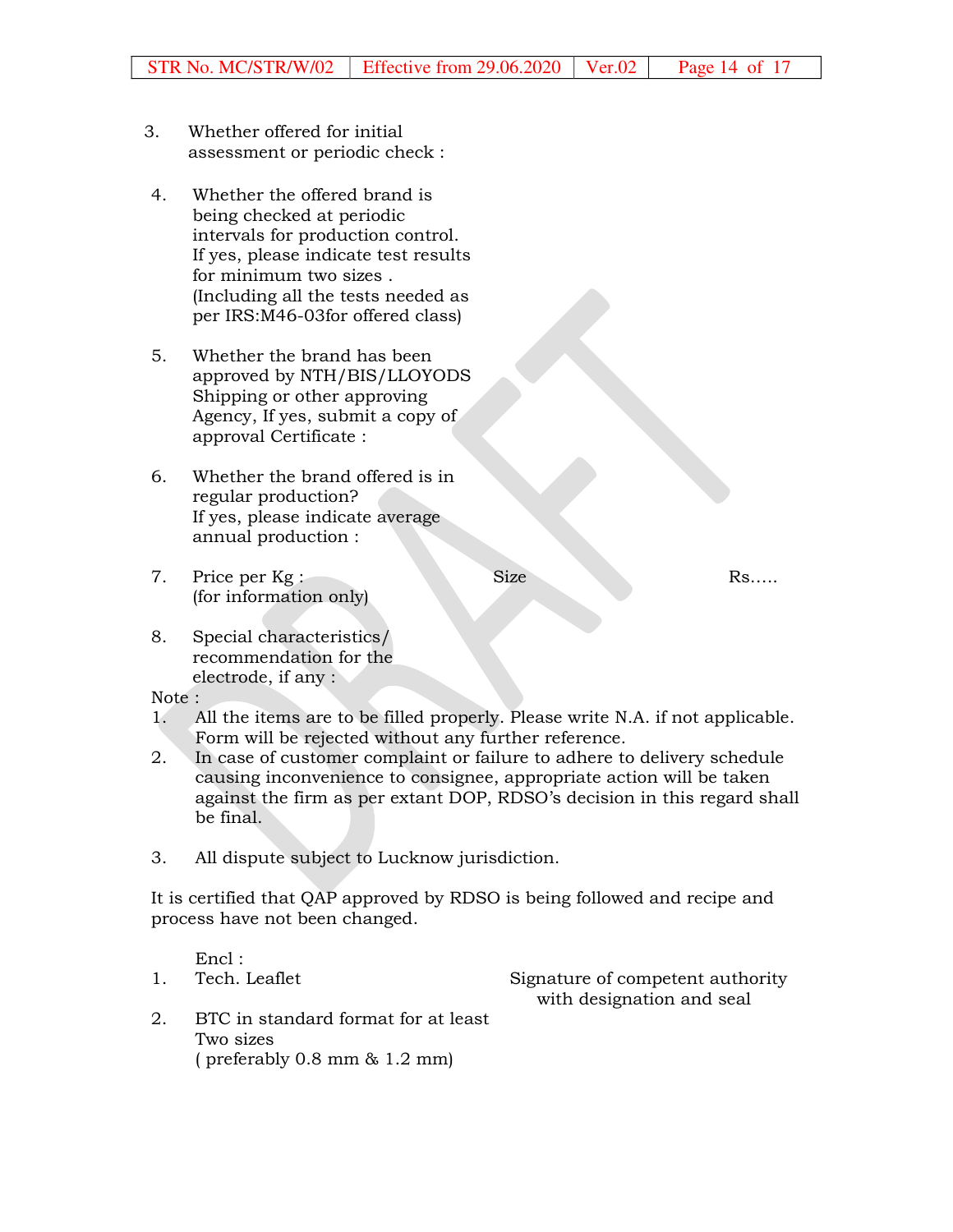3. Whether offered for initial assessment or periodic check :

4. Whether the offered brand is being checked at periodic intervals for production control. If yes, please indicate test results for minimum two sizes . (Including all the tests needed as per IRS:M46-03for offered class)

5. Whether the brand has been approved by NTH/BIS/LLOYODS Shipping or other approving Agency, If yes, submit a copy of approval Certificate :

6. Whether the brand offered is in regular production? If yes, please indicate average annual production :

7. Price per Kg : Size Rs…..
   (for information only)

8. Special characteristics/ recommendation for the electrode, if any :

Note :

1. All the items are to be filled properly. Please write N.A. if not applicable. Form will be rejected without any further reference.
2. In case of customer complaint or failure to adhere to delivery schedule causing inconvenience to consignee, appropriate action will be taken against the firm as per extant DOP, RDSO's decision in this regard shall be final.
3. All dispute subject to Lucknow jurisdiction.

It is certified that QAP approved by RDSO is being followed and recipe and process have not been changed.

Encl :

1. Tech. Leaflet
2. BTC in standard format for at least Two sizes ( preferably 0.8 mm & 1.2 mm)

Signature of competent authority with designation and seal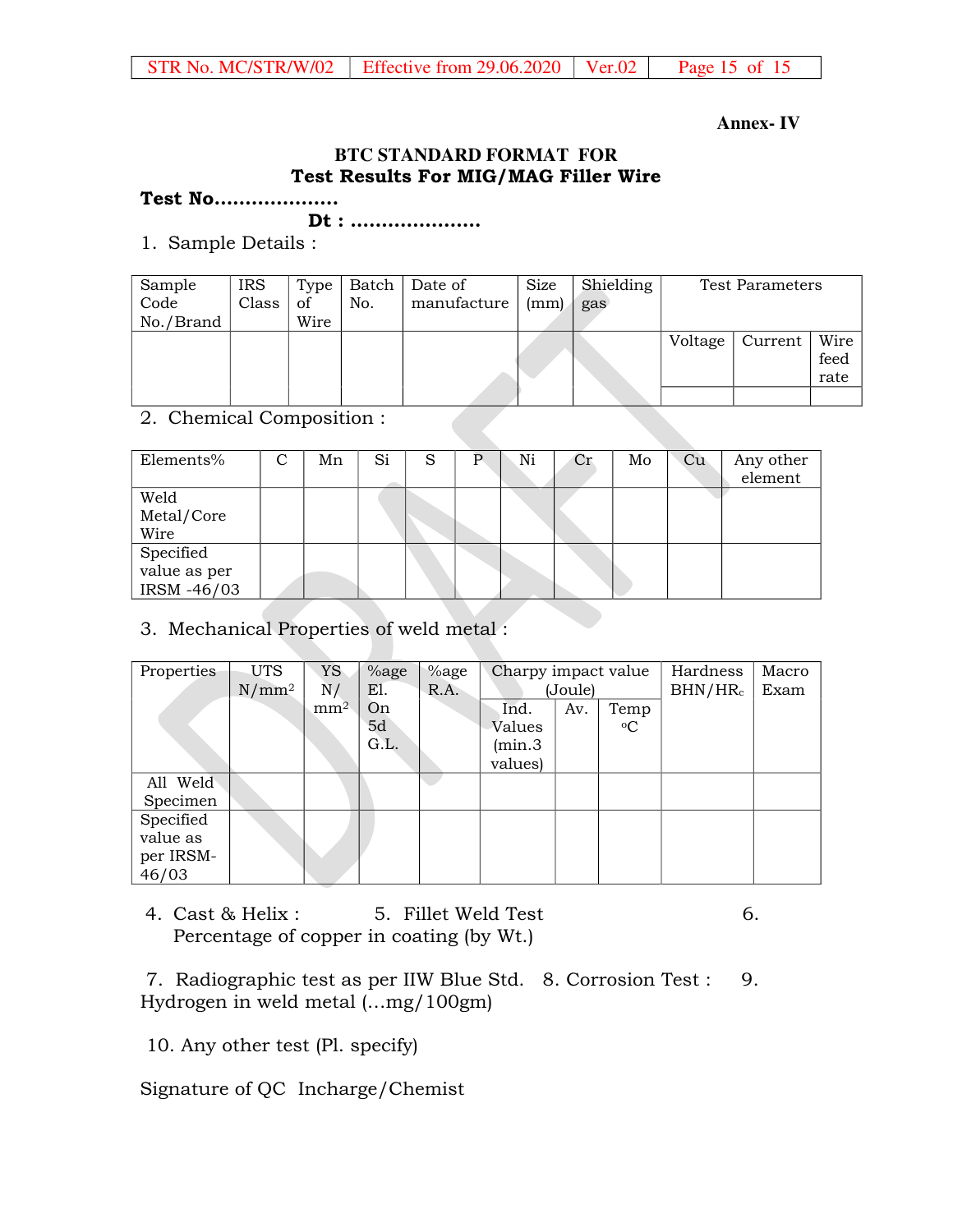**Annex- IV**

## BTC STANDARD FORMAT FOR
## Test Results For MIG/MAG Filler Wire

**Test No………………..**

**Dt : …………………**

1. Sample Details :

| Sample Code No./Brand | IRS Class | Type of Wire | Batch No. | Date of manufacture | Size (mm) | Shielding gas | Test Parameters | | |
|---|---|---|---|---|---|---|---|---|---|
| | | | | | | | Voltage | Current | Wire feed rate |
| | | | | | | | | | |

2. Chemical Composition :

| Elements% | C | Mn | Si | S | P | Ni | Cr | Mo | Cu | Any other element |
|---|---|---|---|---|---|---|---|---|---|---|
| Weld Metal/Core Wire | | | | | | | | | | |
| Specified value as per IRSM -46/03 | | | | | | | | | | |

3. Mechanical Properties of weld metal :

| Properties | UTS N/mm² | YS N/ mm² | %age El. On 5d G.L. | %age R.A. | Charpy impact value (Joule) | | | Hardness BHN/HR$_c$ | Macro Exam |
|---|---|---|---|---|---|---|---|---|---|
| | | | | | Ind. Values (min.3 values) | Av. | Temp °C | | |
| All Weld Specimen | | | | | | | | | |
| Specified value as per IRSM-46/03 | | | | | | | | | |

4. Cast & Helix :
5. Fillet Weld Test
6. Percentage of copper in coating (by Wt.)
7. Radiographic test as per IIW Blue Std.
8. Corrosion Test :
9. Hydrogen in weld metal (…mg/100gm)
10. Any other test (Pl. specify)

Signature of QC Incharge/Chemist